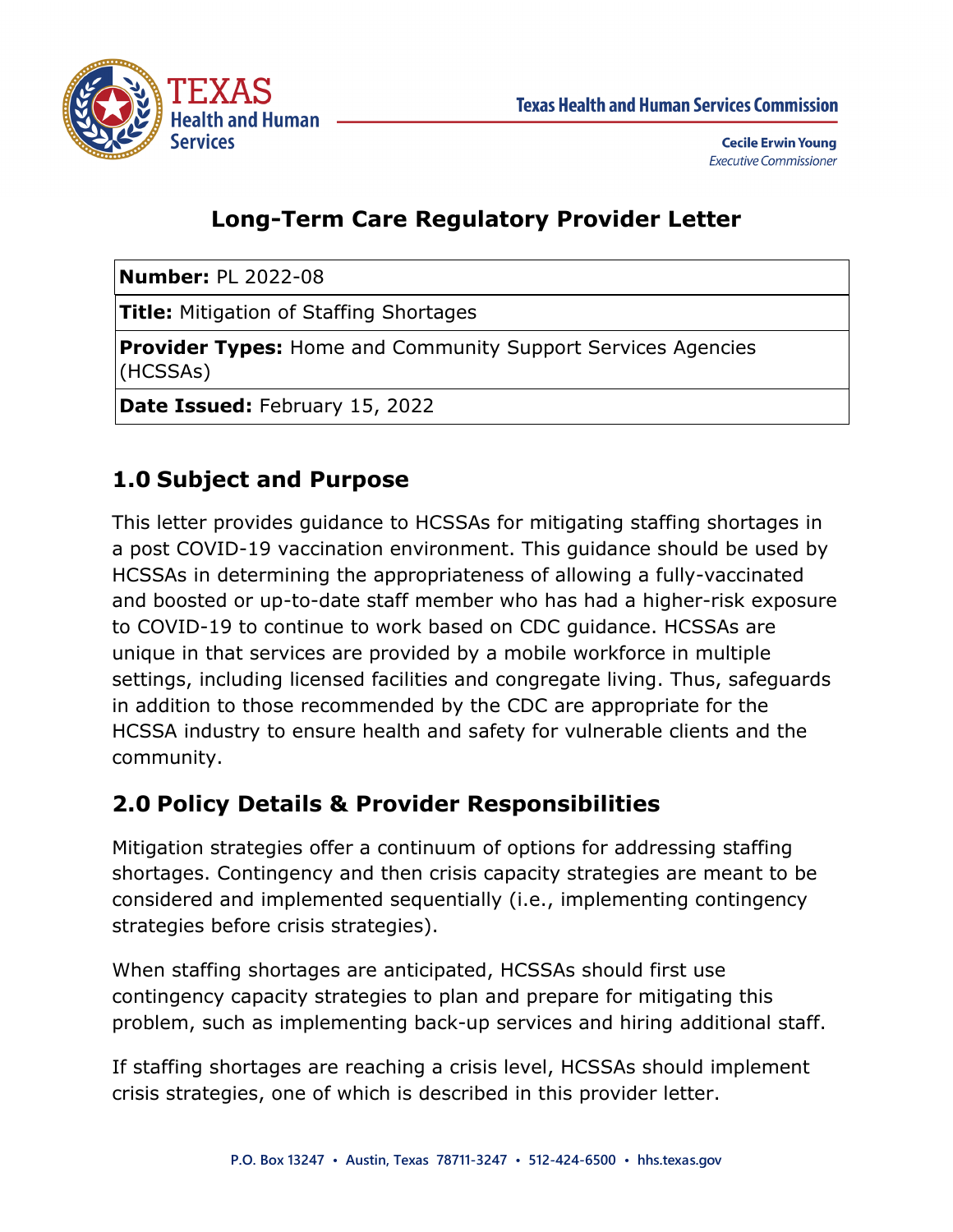Texas Health and Human Services Commission

**Cecile Erwin Young**
*Executive Commissioner*

# Long-Term Care Regulatory Provider Letter

| **Number:** PL 2022-08 |
|---|
| **Title:** Mitigation of Staffing Shortages |
| **Provider Types:** Home and Community Support Services Agencies (HCSSAs) |
| **Date Issued:** February 15, 2022 |

## 1.0 Subject and Purpose

This letter provides guidance to HCSSAs for mitigating staffing shortages in a post COVID-19 vaccination environment. This guidance should be used by HCSSAs in determining the appropriateness of allowing a fully-vaccinated and boosted or up-to-date staff member who has had a higher-risk exposure to COVID-19 to continue to work based on CDC guidance. HCSSAs are unique in that services are provided by a mobile workforce in multiple settings, including licensed facilities and congregate living. Thus, safeguards in addition to those recommended by the CDC are appropriate for the HCSSA industry to ensure health and safety for vulnerable clients and the community.

## 2.0 Policy Details & Provider Responsibilities

Mitigation strategies offer a continuum of options for addressing staffing shortages. Contingency and then crisis capacity strategies are meant to be considered and implemented sequentially (i.e., implementing contingency strategies before crisis strategies).

When staffing shortages are anticipated, HCSSAs should first use contingency capacity strategies to plan and prepare for mitigating this problem, such as implementing back-up services and hiring additional staff.

If staffing shortages are reaching a crisis level, HCSSAs should implement crisis strategies, one of which is described in this provider letter.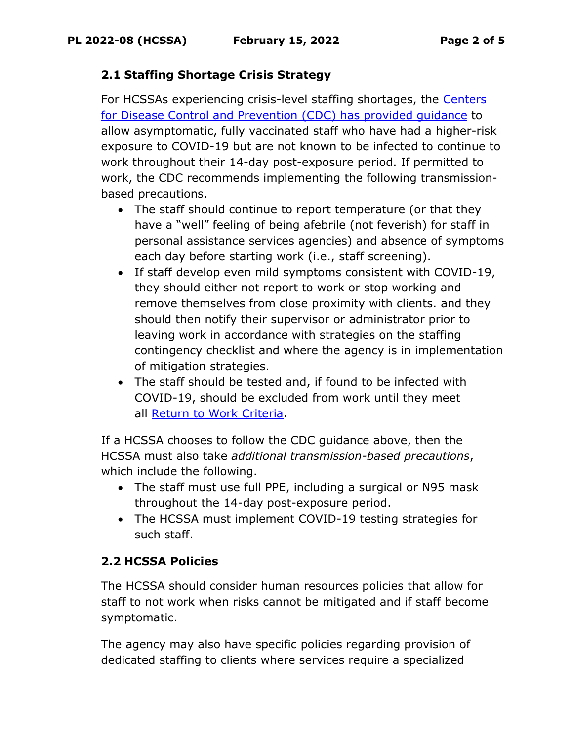## 2.1 Staffing Shortage Crisis Strategy

For HCSSAs experiencing crisis-level staffing shortages, the [Centers for Disease Control and Prevention (CDC) has provided guidance](#) to allow asymptomatic, fully vaccinated staff who have had a higher-risk exposure to COVID-19 but are not known to be infected to continue to work throughout their 14-day post-exposure period. If permitted to work, the CDC recommends implementing the following transmission-based precautions.

- The staff should continue to report temperature (or that they have a "well" feeling of being afebrile (not feverish) for staff in personal assistance services agencies) and absence of symptoms each day before starting work (i.e., staff screening).
- If staff develop even mild symptoms consistent with COVID-19, they should either not report to work or stop working and remove themselves from close proximity with clients. and they should then notify their supervisor or administrator prior to leaving work in accordance with strategies on the staffing contingency checklist and where the agency is in implementation of mitigation strategies.
- The staff should be tested and, if found to be infected with COVID-19, should be excluded from work until they meet all [Return to Work Criteria](#).

If a HCSSA chooses to follow the CDC guidance above, then the HCSSA must also take *additional transmission-based precautions*, which include the following.

- The staff must use full PPE, including a surgical or N95 mask throughout the 14-day post-exposure period.
- The HCSSA must implement COVID-19 testing strategies for such staff.

## 2.2 HCSSA Policies

The HCSSA should consider human resources policies that allow for staff to not work when risks cannot be mitigated and if staff become symptomatic.

The agency may also have specific policies regarding provision of dedicated staffing to clients where services require a specialized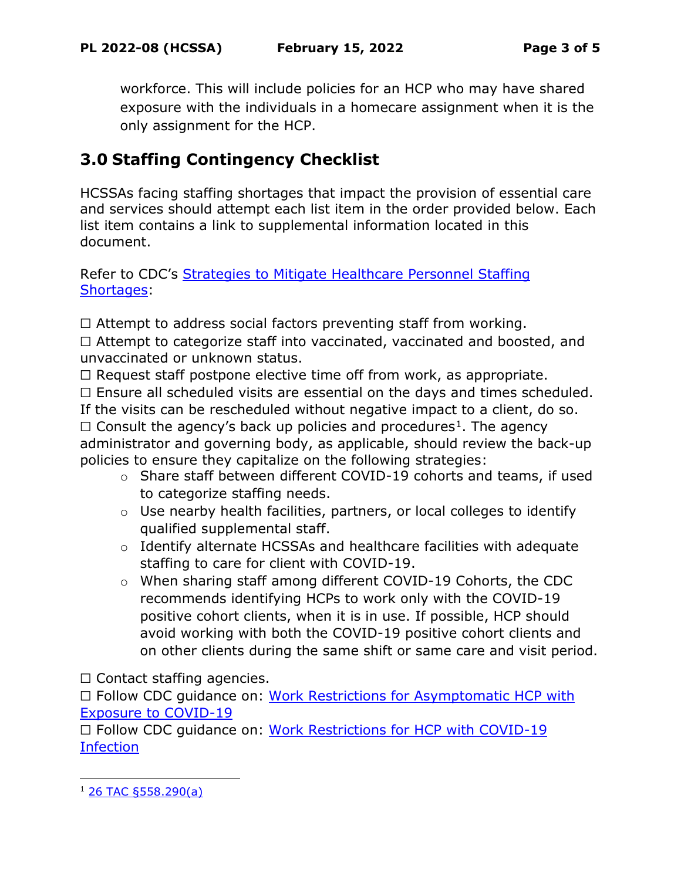workforce. This will include policies for an HCP who may have shared exposure with the individuals in a homecare assignment when it is the only assignment for the HCP.

## 3.0 Staffing Contingency Checklist

HCSSAs facing staffing shortages that impact the provision of essential care and services should attempt each list item in the order provided below. Each list item contains a link to supplemental information located in this document.

Refer to CDC's Strategies to Mitigate Healthcare Personnel Staffing Shortages:

☐ Attempt to address social factors preventing staff from working.

☐ Attempt to categorize staff into vaccinated, vaccinated and boosted, and unvaccinated or unknown status.

☐ Request staff postpone elective time off from work, as appropriate.

☐ Ensure all scheduled visits are essential on the days and times scheduled. If the visits can be rescheduled without negative impact to a client, do so.

☐ Consult the agency's back up policies and procedures[1]. The agency administrator and governing body, as applicable, should review the back-up policies to ensure they capitalize on the following strategies:

- Share staff between different COVID-19 cohorts and teams, if used to categorize staffing needs.
- Use nearby health facilities, partners, or local colleges to identify qualified supplemental staff.
- Identify alternate HCSSAs and healthcare facilities with adequate staffing to care for client with COVID-19.
- When sharing staff among different COVID-19 Cohorts, the CDC recommends identifying HCPs to work only with the COVID-19 positive cohort clients, when it is in use. If possible, HCP should avoid working with both the COVID-19 positive cohort clients and on other clients during the same shift or same care and visit period.

☐ Contact staffing agencies.

☐ Follow CDC guidance on: Work Restrictions for Asymptomatic HCP with Exposure to COVID-19

☐ Follow CDC guidance on: Work Restrictions for HCP with COVID-19 Infection

[1] 26 TAC §558.290(a)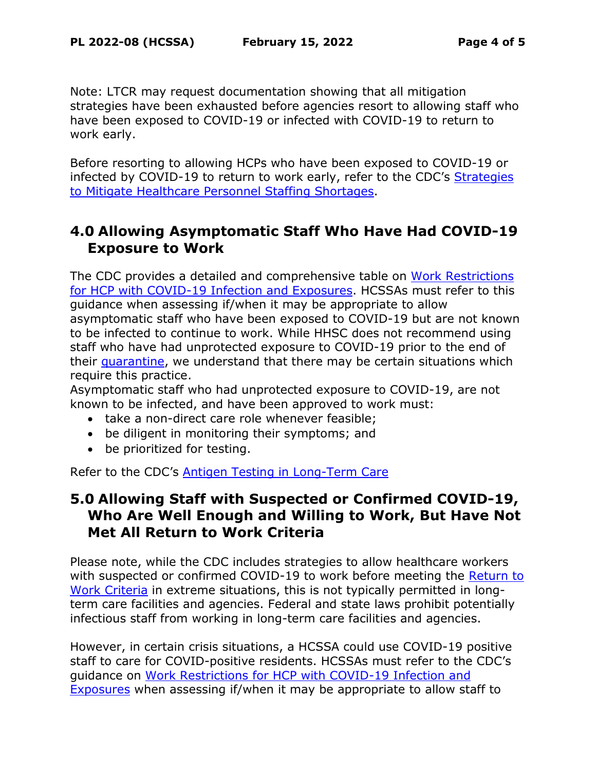Note: LTCR may request documentation showing that all mitigation strategies have been exhausted before agencies resort to allowing staff who have been exposed to COVID-19 or infected with COVID-19 to return to work early.

Before resorting to allowing HCPs who have been exposed to COVID-19 or infected by COVID-19 to return to work early, refer to the CDC's [Strategies to Mitigate Healthcare Personnel Staffing Shortages]().

## 4.0 Allowing Asymptomatic Staff Who Have Had COVID-19 Exposure to Work

The CDC provides a detailed and comprehensive table on [Work Restrictions for HCP with COVID-19 Infection and Exposures](). HCSSAs must refer to this guidance when assessing if/when it may be appropriate to allow asymptomatic staff who have been exposed to COVID-19 but are not known to be infected to continue to work. While HHSC does not recommend using staff who have had unprotected exposure to COVID-19 prior to the end of their [quarantine](), we understand that there may be certain situations which require this practice.

Asymptomatic staff who had unprotected exposure to COVID-19, are not known to be infected, and have been approved to work must:

- take a non-direct care role whenever feasible;
- be diligent in monitoring their symptoms; and
- be prioritized for testing.

Refer to the CDC's [Antigen Testing in Long-Term Care]()

## 5.0 Allowing Staff with Suspected or Confirmed COVID-19, Who Are Well Enough and Willing to Work, But Have Not Met All Return to Work Criteria

Please note, while the CDC includes strategies to allow healthcare workers with suspected or confirmed COVID-19 to work before meeting the [Return to Work Criteria]() in extreme situations, this is not typically permitted in long-term care facilities and agencies. Federal and state laws prohibit potentially infectious staff from working in long-term care facilities and agencies.

However, in certain crisis situations, a HCSSA could use COVID-19 positive staff to care for COVID-positive residents. HCSSAs must refer to the CDC's guidance on [Work Restrictions for HCP with COVID-19 Infection and Exposures]() when assessing if/when it may be appropriate to allow staff to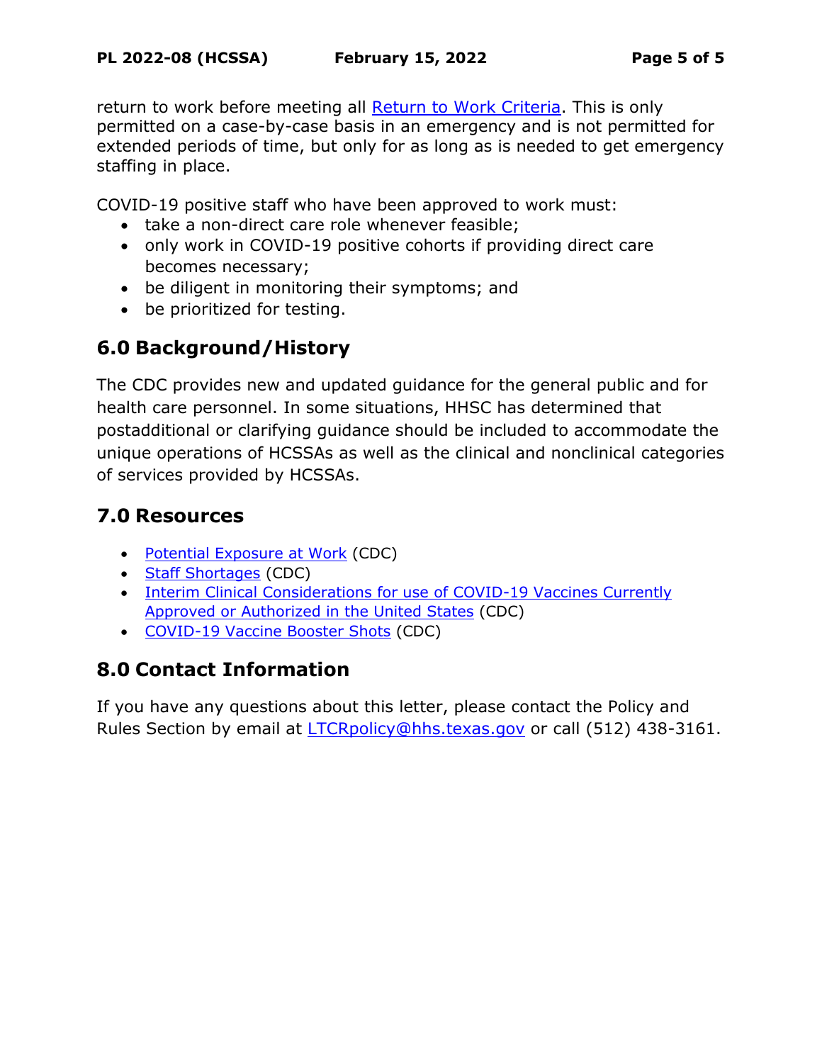return to work before meeting all [Return to Work Criteria](). This is only permitted on a case-by-case basis in an emergency and is not permitted for extended periods of time, but only for as long as is needed to get emergency staffing in place.

COVID-19 positive staff who have been approved to work must:

- take a non-direct care role whenever feasible;
- only work in COVID-19 positive cohorts if providing direct care becomes necessary;
- be diligent in monitoring their symptoms; and
- be prioritized for testing.

## 6.0 Background/History

The CDC provides new and updated guidance for the general public and for health care personnel. In some situations, HHSC has determined that postadditional or clarifying guidance should be included to accommodate the unique operations of HCSSAs as well as the clinical and nonclinical categories of services provided by HCSSAs.

## 7.0 Resources

- Potential Exposure at Work (CDC)
- Staff Shortages (CDC)
- Interim Clinical Considerations for use of COVID-19 Vaccines Currently Approved or Authorized in the United States (CDC)
- COVID-19 Vaccine Booster Shots (CDC)

## 8.0 Contact Information

If you have any questions about this letter, please contact the Policy and Rules Section by email at LTCRpolicy@hhs.texas.gov or call (512) 438-3161.